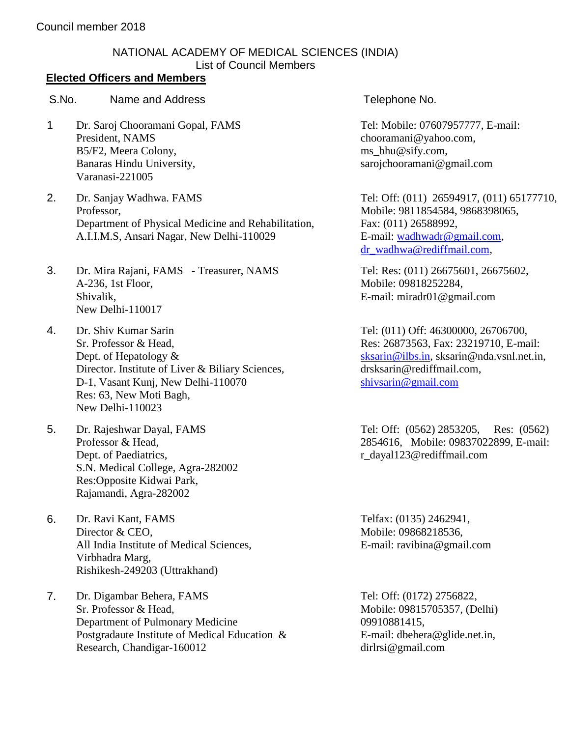Council member 2018

NATIONAL ACADEMY OF MEDICAL SCIENCES (INDIA)
List of Council Members

## Elected Officers and Members

| S.No. | Name and Address | Telephone No. |
|---|---|---|
| 1 | Dr. Saroj Chooramani Gopal, FAMS<br>President, NAMS<br>B5/F2, Meera Colony,<br>Banaras Hindu University,<br>Varanasi-221005 | Tel: Mobile: 07607957777, E-mail: chooramani@yahoo.com, ms_bhu@sify.com, sarojchooramani@gmail.com |
| 2. | Dr. Sanjay Wadhwa. FAMS<br>Professor,<br>Department of Physical Medicine and Rehabilitation,<br>A.I.I.M.S, Ansari Nagar, New Delhi-110029 | Tel: Off: (011) 26594917, (011) 65177710,<br>Mobile: 9811854584, 9868398065,<br>Fax: (011) 26588992,<br>E-mail: wadhwadr@gmail.com, dr_wadhwa@rediffmail.com, |
| 3. | Dr. Mira Rajani, FAMS - Treasurer, NAMS<br>A-236, 1st Floor,<br>Shivalik,<br>New Delhi-110017 | Tel: Res: (011) 26675601, 26675602,<br>Mobile: 09818252284,<br>E-mail: miradr01@gmail.com |
| 4. | Dr. Shiv Kumar Sarin<br>Sr. Professor & Head,<br>Dept. of Hepatology &<br>Director. Institute of Liver & Biliary Sciences,<br>D-1, Vasant Kunj, New Delhi-110070<br>Res: 63, New Moti Bagh,<br>New Delhi-110023 | Tel: (011) Off: 46300000, 26706700,<br>Res: 26873563, Fax: 23219710, E-mail: sksarin@ilbs.in, sksarin@nda.vsnl.net.in, drsksarin@rediffmail.com, shivsarin@gmail.com |
| 5. | Dr. Rajeshwar Dayal, FAMS<br>Professor & Head,<br>Dept. of Paediatrics,<br>S.N. Medical College, Agra-282002<br>Res:Opposite Kidwai Park,<br>Rajamandi, Agra-282002 | Tel: Off: (0562) 2853205, Res: (0562) 2854616, Mobile: 09837022899, E-mail: r_dayal123@rediffmail.com |
| 6. | Dr. Ravi Kant, FAMS<br>Director & CEO,<br>All India Institute of Medical Sciences,<br>Virbhadra Marg,<br>Rishikesh-249203 (Uttrakhand) | Telfax: (0135) 2462941,<br>Mobile: 09868218536,<br>E-mail: ravibina@gmail.com |
| 7. | Dr. Digambar Behera, FAMS<br>Sr. Professor & Head,<br>Department of Pulmonary Medicine<br>Postgradaute Institute of Medical Education &<br>Research, Chandigar-160012 | Tel: Off: (0172) 2756822,<br>Mobile: 09815705357, (Delhi) 09910881415,<br>E-mail: dbehera@glide.net.in, dirlrsi@gmail.com |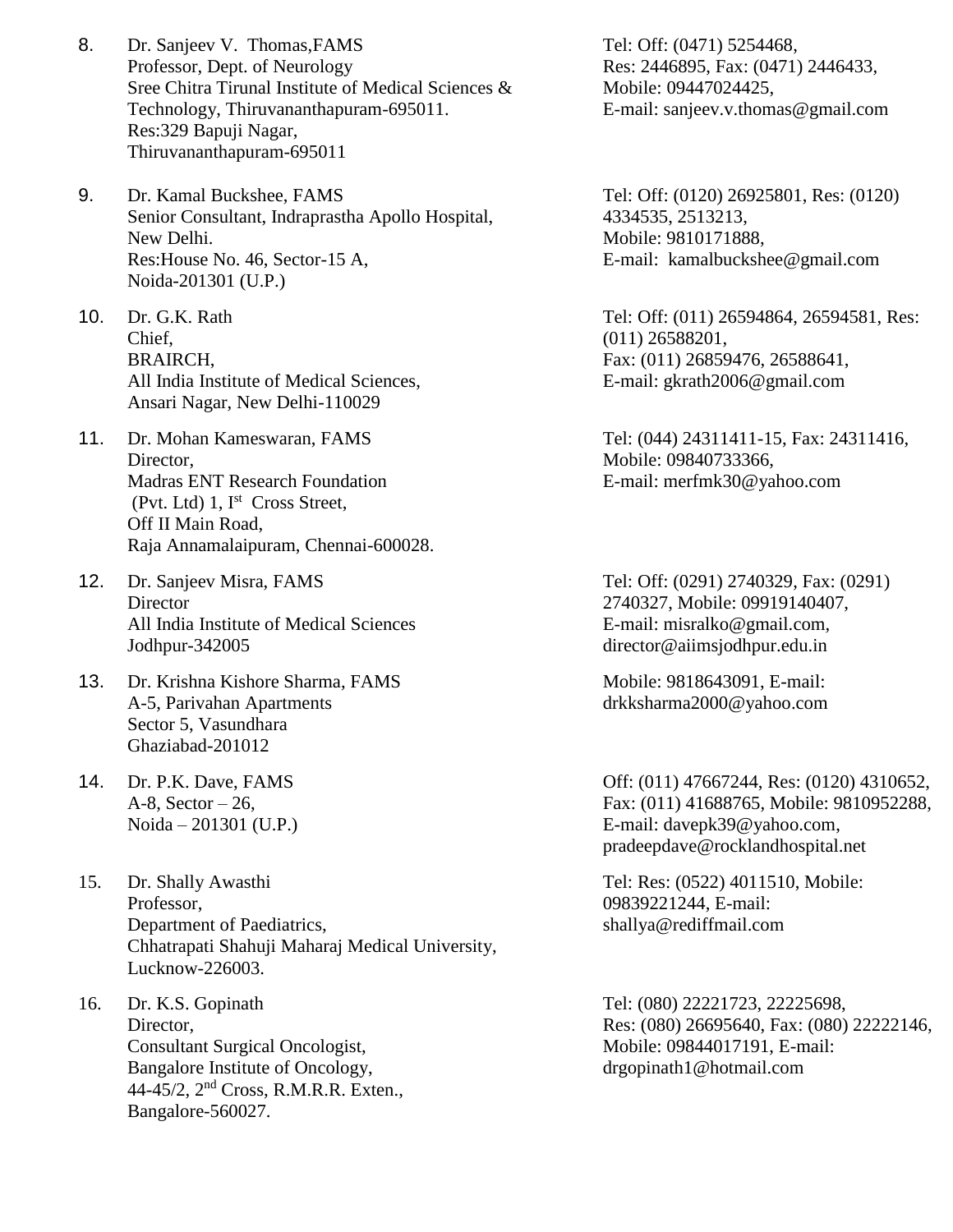8. Dr. Sanjeev V. Thomas,FAMS
Professor, Dept. of Neurology
Sree Chitra Tirunal Institute of Medical Sciences & Technology, Thiruvananthapuram-695011.
Res:329 Bapuji Nagar,
Thiruvananthapuram-695011
Tel: Off: (0471) 5254468,
Res: 2446895, Fax: (0471) 2446433,
Mobile: 09447024425,
E-mail: sanjeev.v.thomas@gmail.com

9. Dr. Kamal Buckshee, FAMS
Senior Consultant, Indraprastha Apollo Hospital,
New Delhi.
Res:House No. 46, Sector-15 A,
Noida-201301 (U.P.)
Tel: Off: (0120) 26925801, Res: (0120) 4334535, 2513213,
Mobile: 9810171888,
E-mail: kamalbuckshee@gmail.com

10. Dr. G.K. Rath
Chief,
BRAIRCH,
All India Institute of Medical Sciences,
Ansari Nagar, New Delhi-110029
Tel: Off: (011) 26594864, 26594581, Res: (011) 26588201,
Fax: (011) 26859476, 26588641,
E-mail: gkrath2006@gmail.com

11. Dr. Mohan Kameswaran, FAMS
Director,
Madras ENT Research Foundation
(Pvt. Ltd) 1, I[st] Cross Street,
Off II Main Road,
Raja Annamalaipuram, Chennai-600028.
Tel: (044) 24311411-15, Fax: 24311416,
Mobile: 09840733366,
E-mail: merfmk30@yahoo.com

12. Dr. Sanjeev Misra, FAMS
Director
All India Institute of Medical Sciences
Jodhpur-342005
Tel: Off: (0291) 2740329, Fax: (0291) 2740327, Mobile: 09919140407,
E-mail: misralko@gmail.com,
director@aiimsjodhpur.edu.in

13. Dr. Krishna Kishore Sharma, FAMS
A-5, Parivahan Apartments
Sector 5, Vasundhara
Ghaziabad-201012
Mobile: 9818643091, E-mail:
drkksharma2000@yahoo.com

14. Dr. P.K. Dave, FAMS
A-8, Sector – 26,
Noida – 201301 (U.P.)
Off: (011) 47667244, Res: (0120) 4310652,
Fax: (011) 41688765, Mobile: 9810952288,
E-mail: davepk39@yahoo.com,
pradeepdave@rocklandhospital.net

15. Dr. Shally Awasthi
Professor,
Department of Paediatrics,
Chhatrapati Shahuji Maharaj Medical University,
Lucknow-226003.
Tel: Res: (0522) 4011510, Mobile:
09839221244, E-mail:
shallya@rediffmail.com

16. Dr. K.S. Gopinath
Director,
Consultant Surgical Oncologist,
Bangalore Institute of Oncology,
44-45/2, 2[nd] Cross, R.M.R.R. Exten.,
Bangalore-560027.
Tel: (080) 22221723, 22225698,
Res: (080) 26695640, Fax: (080) 22222146,
Mobile: 09844017191, E-mail:
drgopinath1@hotmail.com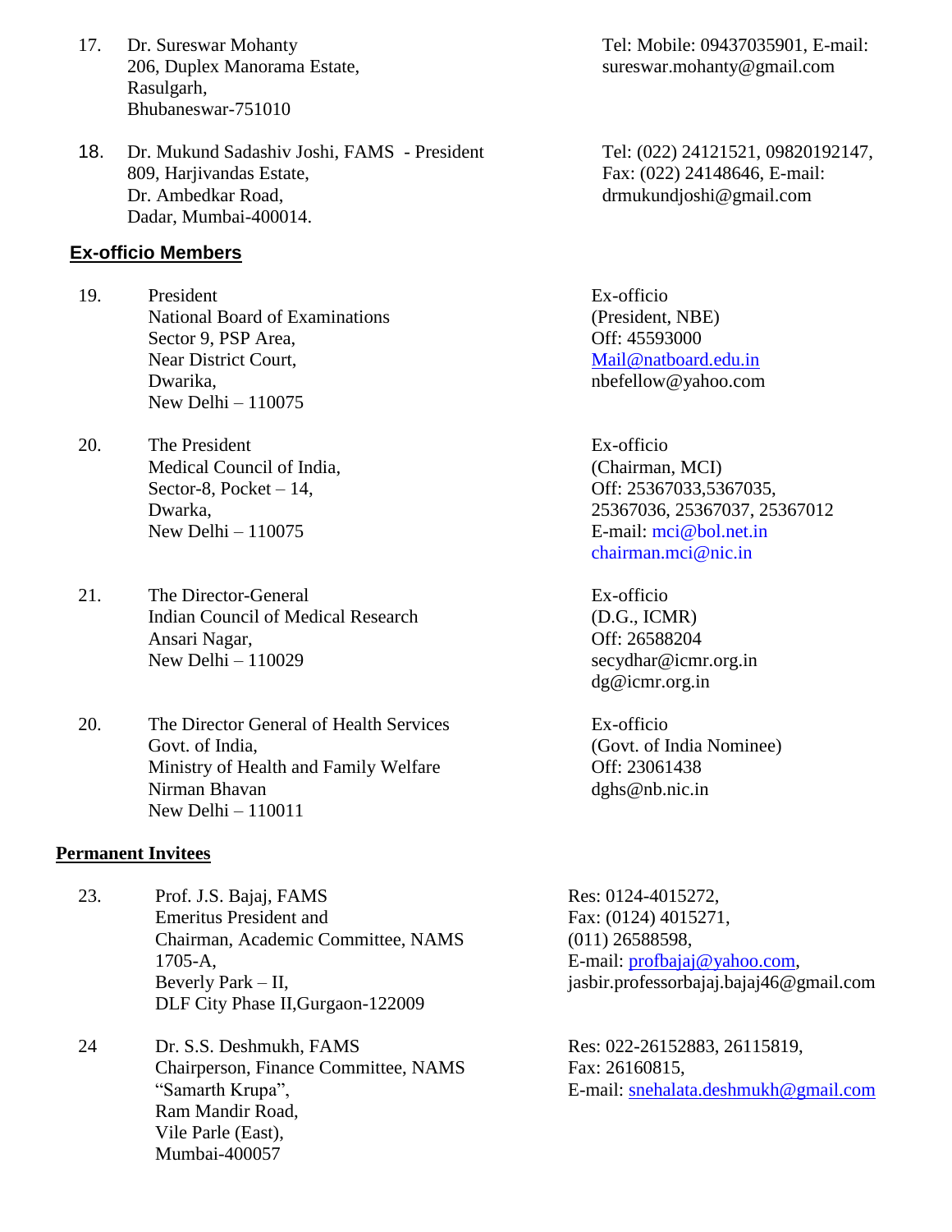17. Dr. Sureswar Mohanty
206, Duplex Manorama Estate,
Rasulgarh,
Bhubaneswar-751010
Tel: Mobile: 09437035901, E-mail: sureswar.mohanty@gmail.com

18. Dr. Mukund Sadashiv Joshi, FAMS - President
809, Harjivandas Estate,
Dr. Ambedkar Road,
Dadar, Mumbai-400014.
Tel: (022) 24121521, 09820192147, Fax: (022) 24148646, E-mail: drmukundjoshi@gmail.com

## Ex-officio Members

19. President
National Board of Examinations
Sector 9, PSP Area,
Near District Court,
Dwarika,
New Delhi – 110075
Ex-officio
(President, NBE)
Off: 45593000
Mail@natboard.edu.in
nbefellow@yahoo.com

20. The President
Medical Council of India,
Sector-8, Pocket – 14,
Dwarka,
New Delhi – 110075
Ex-officio
(Chairman, MCI)
Off: 25367033,5367035, 25367036, 25367037, 25367012
E-mail: mci@bol.net.in
chairman.mci@nic.in

21. The Director-General
Indian Council of Medical Research
Ansari Nagar,
New Delhi – 110029
Ex-officio
(D.G., ICMR)
Off: 26588204
secydhar@icmr.org.in
dg@icmr.org.in

20. The Director General of Health Services
Govt. of India,
Ministry of Health and Family Welfare
Nirman Bhavan
New Delhi – 110011
Ex-officio
(Govt. of India Nominee)
Off: 23061438
dghs@nb.nic.in

## Permanent Invitees

23. Prof. J.S. Bajaj, FAMS
Emeritus President and
Chairman, Academic Committee, NAMS
1705-A,
Beverly Park – II,
DLF City Phase II,Gurgaon-122009
Res: 0124-4015272,
Fax: (0124) 4015271,
(011) 26588598,
E-mail: profbajaj@yahoo.com,
jasbir.professorbajaj.bajaj46@gmail.com

24 Dr. S.S. Deshmukh, FAMS
Chairperson, Finance Committee, NAMS
"Samarth Krupa",
Ram Mandir Road,
Vile Parle (East),
Mumbai-400057
Res: 022-26152883, 26115819,
Fax: 26160815,
E-mail: snehalata.deshmukh@gmail.com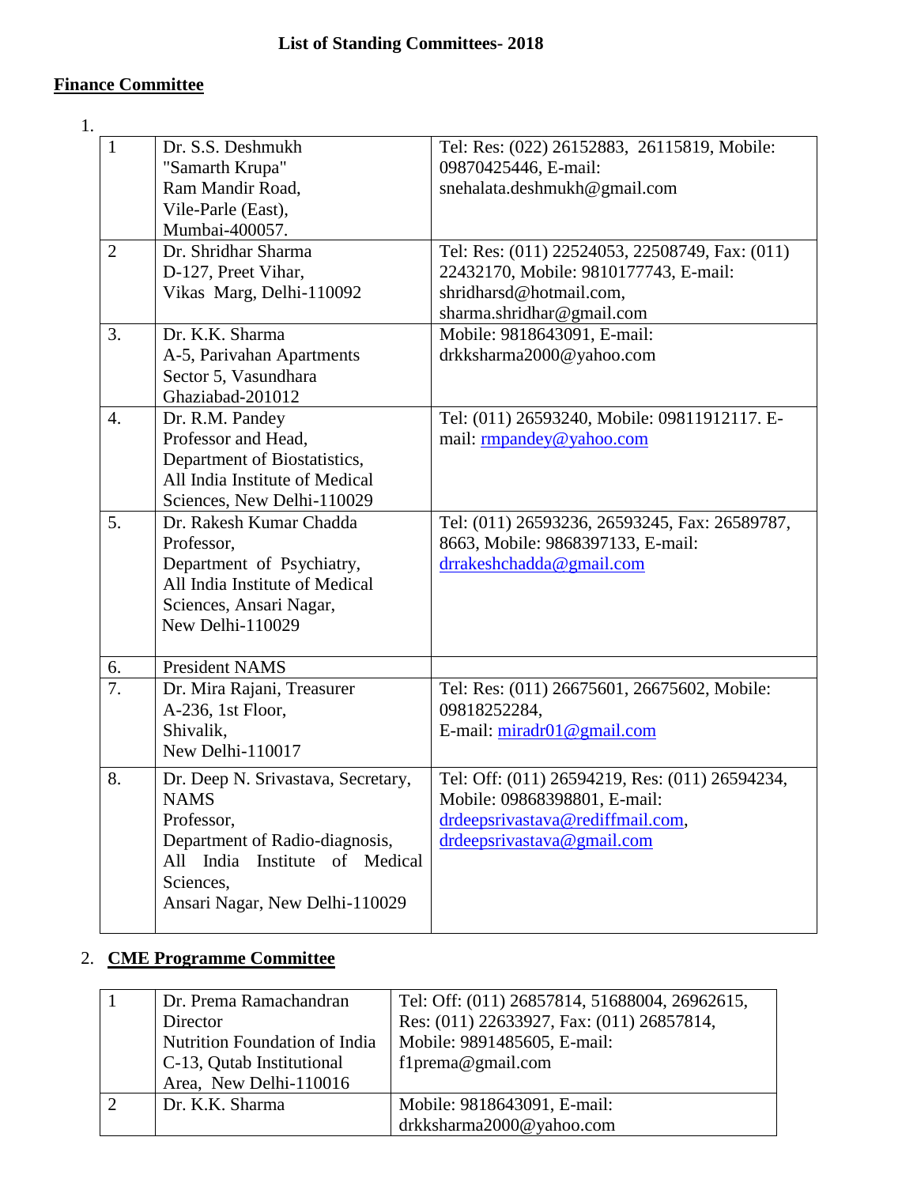**List of Standing Committees- 2018**

## Finance Committee

1.

| | | |
|---|---|---|
| 1 | Dr. S.S. Deshmukh<br>"Samarth Krupa"<br>Ram Mandir Road,<br>Vile-Parle (East),<br>Mumbai-400057. | Tel: Res: (022) 26152883, 26115819, Mobile: 09870425446, E-mail: snehalata.deshmukh@gmail.com |
| 2 | Dr. Shridhar Sharma<br>D-127, Preet Vihar,<br>Vikas Marg, Delhi-110092 | Tel: Res: (011) 22524053, 22508749, Fax: (011) 22432170, Mobile: 9810177743, E-mail: shridharsd@hotmail.com, sharma.shridhar@gmail.com |
| 3. | Dr. K.K. Sharma<br>A-5, Parivahan Apartments<br>Sector 5, Vasundhara<br>Ghaziabad-201012 | Mobile: 9818643091, E-mail: drkksharma2000@yahoo.com |
| 4. | Dr. R.M. Pandey<br>Professor and Head,<br>Department of Biostatistics,<br>All India Institute of Medical Sciences, New Delhi-110029 | Tel: (011) 26593240, Mobile: 09811912117. E-mail: rmpandey@yahoo.com |
| 5. | Dr. Rakesh Kumar Chadda<br>Professor,<br>Department of Psychiatry,<br>All India Institute of Medical Sciences, Ansari Nagar,<br>New Delhi-110029 | Tel: (011) 26593236, 26593245, Fax: 26589787, 8663, Mobile: 9868397133, E-mail: drrakeshchadda@gmail.com |
| 6. | President NAMS | |
| 7. | Dr. Mira Rajani, Treasurer<br>A-236, 1st Floor,<br>Shivalik,<br>New Delhi-110017 | Tel: Res: (011) 26675601, 26675602, Mobile: 09818252284,<br>E-mail: miradr01@gmail.com |
| 8. | Dr. Deep N. Srivastava, Secretary, NAMS<br>Professor,<br>Department of Radio-diagnosis,<br>All India Institute of Medical Sciences,<br>Ansari Nagar, New Delhi-110029 | Tel: Off: (011) 26594219, Res: (011) 26594234, Mobile: 09868398801, E-mail: drdeepsrivastava@rediffmail.com, drdeepsrivastava@gmail.com |

## 2. CME Programme Committee

| | | |
|---|---|---|
| 1 | Dr. Prema Ramachandran<br>Director<br>Nutrition Foundation of India<br>C-13, Qutab Institutional Area, New Delhi-110016 | Tel: Off: (011) 26857814, 51688004, 26962615, Res: (011) 22633927, Fax: (011) 26857814, Mobile: 9891485605, E-mail: f1prema@gmail.com |
| 2 | Dr. K.K. Sharma | Mobile: 9818643091, E-mail: drkksharma2000@yahoo.com |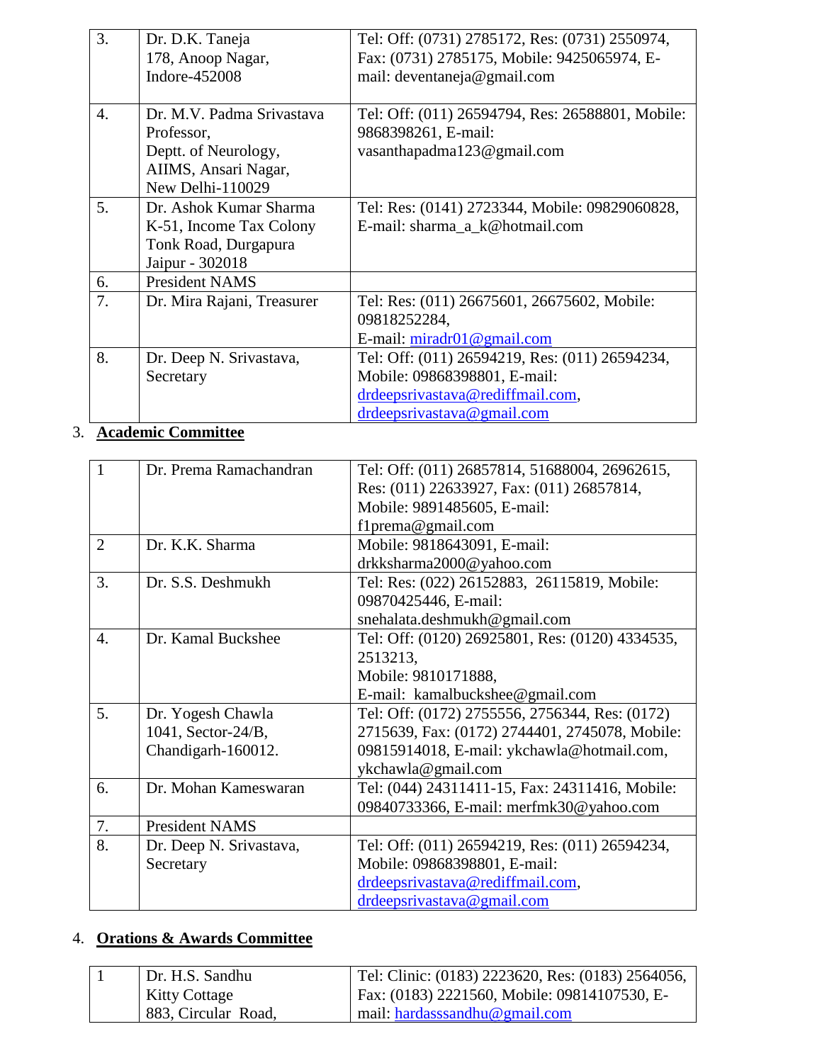| | | |
|---|---|---|
| 3. | Dr. D.K. Taneja<br>178, Anoop Nagar,<br>Indore-452008 | Tel: Off: (0731) 2785172, Res: (0731) 2550974, Fax: (0731) 2785175, Mobile: 9425065974, E-mail: deventaneja@gmail.com |
| 4. | Dr. M.V. Padma Srivastava<br>Professor,<br>Deptt. of Neurology,<br>AIIMS, Ansari Nagar,<br>New Delhi-110029 | Tel: Off: (011) 26594794, Res: 26588801, Mobile: 9868398261, E-mail: vasanthapadma123@gmail.com |
| 5. | Dr. Ashok Kumar Sharma<br>K-51, Income Tax Colony<br>Tonk Road, Durgapura<br>Jaipur - 302018 | Tel: Res: (0141) 2723344, Mobile: 09829060828, E-mail: sharma_a_k@hotmail.com |
| 6. | President NAMS | |
| 7. | Dr. Mira Rajani, Treasurer | Tel: Res: (011) 26675601, 26675602, Mobile: 09818252284,<br>E-mail: miradr01@gmail.com |
| 8. | Dr. Deep N. Srivastava,<br>Secretary | Tel: Off: (011) 26594219, Res: (011) 26594234, Mobile: 09868398801, E-mail: drdeepsrivastava@rediffmail.com, drdeepsrivastava@gmail.com |

3. **Academic Committee**

| | | |
|---|---|---|
| 1 | Dr. Prema Ramachandran | Tel: Off: (011) 26857814, 51688004, 26962615, Res: (011) 22633927, Fax: (011) 26857814, Mobile: 9891485605, E-mail: f1prema@gmail.com |
| 2 | Dr. K.K. Sharma | Mobile: 9818643091, E-mail: drkksharma2000@yahoo.com |
| 3. | Dr. S.S. Deshmukh | Tel: Res: (022) 26152883, 26115819, Mobile: 09870425446, E-mail: snehalata.deshmukh@gmail.com |
| 4. | Dr. Kamal Buckshee | Tel: Off: (0120) 26925801, Res: (0120) 4334535, 2513213,<br>Mobile: 9810171888,<br>E-mail: kamalbuckshee@gmail.com |
| 5. | Dr. Yogesh Chawla<br>1041, Sector-24/B,<br>Chandigarh-160012. | Tel: Off: (0172) 2755556, 2756344, Res: (0172) 2715639, Fax: (0172) 2744401, 2745078, Mobile: 09815914018, E-mail: ykchawla@hotmail.com, ykchawla@gmail.com |
| 6. | Dr. Mohan Kameswaran | Tel: (044) 24311411-15, Fax: 24311416, Mobile: 09840733366, E-mail: merfmk30@yahoo.com |
| 7. | President NAMS | |
| 8. | Dr. Deep N. Srivastava,<br>Secretary | Tel: Off: (011) 26594219, Res: (011) 26594234, Mobile: 09868398801, E-mail: drdeepsrivastava@rediffmail.com, drdeepsrivastava@gmail.com |

4. **Orations & Awards Committee**

| | | |
|---|---|---|
| 1 | Dr. H.S. Sandhu<br>Kitty Cottage<br>883, Circular Road, | Tel: Clinic: (0183) 2223620, Res: (0183) 2564056, Fax: (0183) 2221560, Mobile: 09814107530, E-mail: hardasssandhu@gmail.com |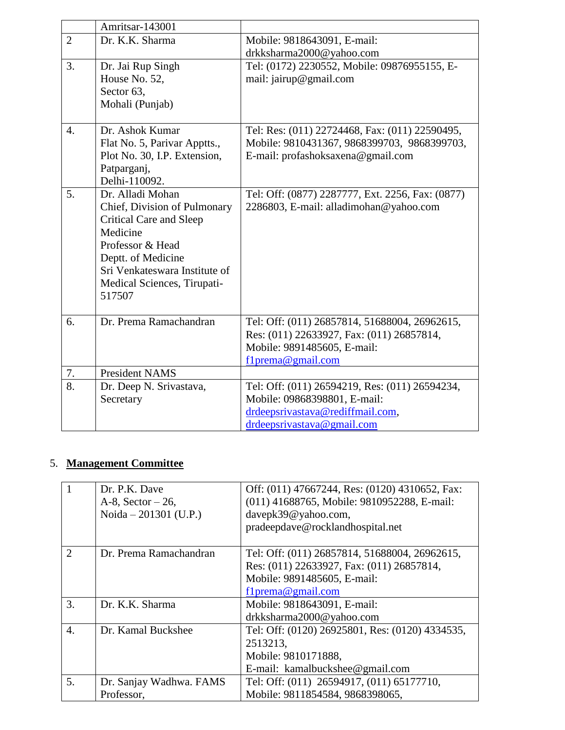|  |  |  |
|---|---|---|
|  | Amritsar-143001 |  |
| 2 | Dr. K.K. Sharma | Mobile: 9818643091, E-mail: drkksharma2000@yahoo.com |
| 3. | Dr. Jai Rup Singh<br>House No. 52,<br>Sector 63,<br>Mohali (Punjab) | Tel: (0172) 2230552, Mobile: 09876955155, E-mail: jairup@gmail.com |
| 4. | Dr. Ashok Kumar<br>Flat No. 5, Parivar Apptts.,<br>Plot No. 30, I.P. Extension,<br>Patparganj,<br>Delhi-110092. | Tel: Res: (011) 22724468, Fax: (011) 22590495, Mobile: 9810431367, 9868399703, 9868399703, E-mail: profashoksaxena@gmail.com |
| 5. | Dr. Alladi Mohan<br>Chief, Division of Pulmonary Critical Care and Sleep Medicine<br>Professor & Head<br>Deptt. of Medicine<br>Sri Venkateswara Institute of Medical Sciences, Tirupati-517507 | Tel: Off: (0877) 2287777, Ext. 2256, Fax: (0877) 2286803, E-mail: alladimohan@yahoo.com |
| 6. | Dr. Prema Ramachandran | Tel: Off: (011) 26857814, 51688004, 26962615, Res: (011) 22633927, Fax: (011) 26857814, Mobile: 9891485605, E-mail: f1prema@gmail.com |
| 7. | President NAMS |  |
| 8. | Dr. Deep N. Srivastava, Secretary | Tel: Off: (011) 26594219, Res: (011) 26594234, Mobile: 09868398801, E-mail: drdeepsrivastava@rediffmail.com, drdeepsrivastava@gmail.com |

5. **Management Committee**

|  |  |  |
|---|---|---|
| 1 | Dr. P.K. Dave<br>A-8, Sector – 26,<br>Noida – 201301 (U.P.) | Off: (011) 47667244, Res: (0120) 4310652, Fax: (011) 41688765, Mobile: 9810952288, E-mail: davepk39@yahoo.com, pradeepdave@rocklandhospital.net |
| 2 | Dr. Prema Ramachandran | Tel: Off: (011) 26857814, 51688004, 26962615, Res: (011) 22633927, Fax: (011) 26857814, Mobile: 9891485605, E-mail: f1prema@gmail.com |
| 3. | Dr. K.K. Sharma | Mobile: 9818643091, E-mail: drkksharma2000@yahoo.com |
| 4. | Dr. Kamal Buckshee | Tel: Off: (0120) 26925801, Res: (0120) 4334535, 2513213,<br>Mobile: 9810171888,<br>E-mail: kamalbuckshee@gmail.com |
| 5. | Dr. Sanjay Wadhwa. FAMS<br>Professor, | Tel: Off: (011) 26594917, (011) 65177710, Mobile: 9811854584, 9868398065, |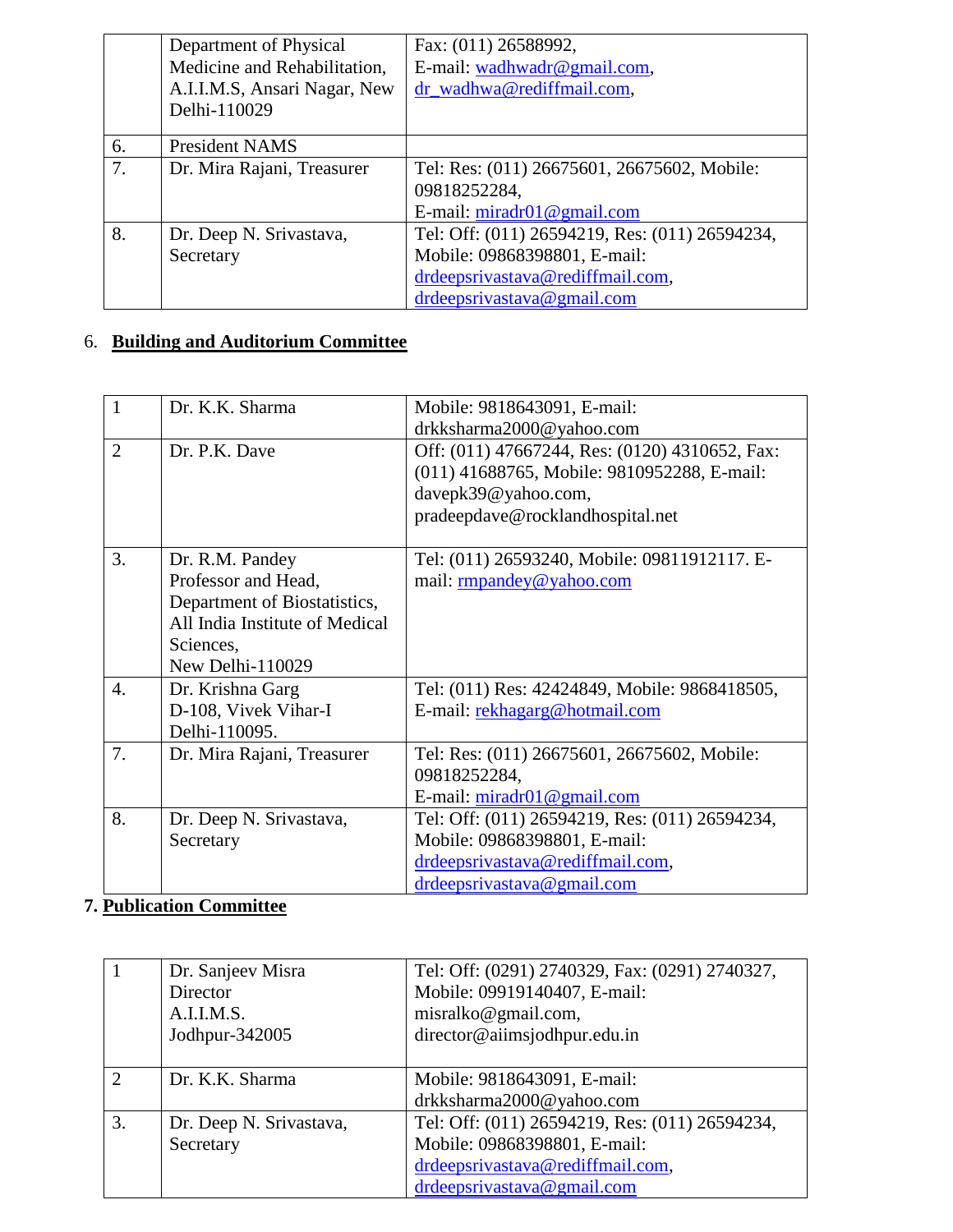| | | |
|---|---|---|
| | Department of Physical Medicine and Rehabilitation, A.I.I.M.S, Ansari Nagar, New Delhi-110029 | Fax: (011) 26588992, E-mail: wadhwadr@gmail.com, dr_wadhwa@rediffmail.com, |
| 6. | President NAMS | |
| 7. | Dr. Mira Rajani, Treasurer | Tel: Res: (011) 26675601, 26675602, Mobile: 09818252284, E-mail: miradr01@gmail.com |
| 8. | Dr. Deep N. Srivastava, Secretary | Tel: Off: (011) 26594219, Res: (011) 26594234, Mobile: 09868398801, E-mail: drdeepsrivastava@rediffmail.com, drdeepsrivastava@gmail.com |

6. **Building and Auditorium Committee**

| | | |
|---|---|---|
| 1 | Dr. K.K. Sharma | Mobile: 9818643091, E-mail: drkksharma2000@yahoo.com |
| 2 | Dr. P.K. Dave | Off: (011) 47667244, Res: (0120) 4310652, Fax: (011) 41688765, Mobile: 9810952288, E-mail: davepk39@yahoo.com, pradeepdave@rocklandhospital.net |
| 3. | Dr. R.M. Pandey Professor and Head, Department of Biostatistics, All India Institute of Medical Sciences, New Delhi-110029 | Tel: (011) 26593240, Mobile: 09811912117. E-mail: rmpandey@yahoo.com |
| 4. | Dr. Krishna Garg D-108, Vivek Vihar-I Delhi-110095. | Tel: (011) Res: 42424849, Mobile: 9868418505, E-mail: rekhagarg@hotmail.com |
| 7. | Dr. Mira Rajani, Treasurer | Tel: Res: (011) 26675601, 26675602, Mobile: 09818252284, E-mail: miradr01@gmail.com |
| 8. | Dr. Deep N. Srivastava, Secretary | Tel: Off: (011) 26594219, Res: (011) 26594234, Mobile: 09868398801, E-mail: drdeepsrivastava@rediffmail.com, drdeepsrivastava@gmail.com |

**7. Publication Committee**

| | | |
|---|---|---|
| 1 | Dr. Sanjeev Misra Director A.I.I.M.S. Jodhpur-342005 | Tel: Off: (0291) 2740329, Fax: (0291) 2740327, Mobile: 09919140407, E-mail: misralko@gmail.com, director@aiimsjodhpur.edu.in |
| 2 | Dr. K.K. Sharma | Mobile: 9818643091, E-mail: drkksharma2000@yahoo.com |
| 3. | Dr. Deep N. Srivastava, Secretary | Tel: Off: (011) 26594219, Res: (011) 26594234, Mobile: 09868398801, E-mail: drdeepsrivastava@rediffmail.com, drdeepsrivastava@gmail.com |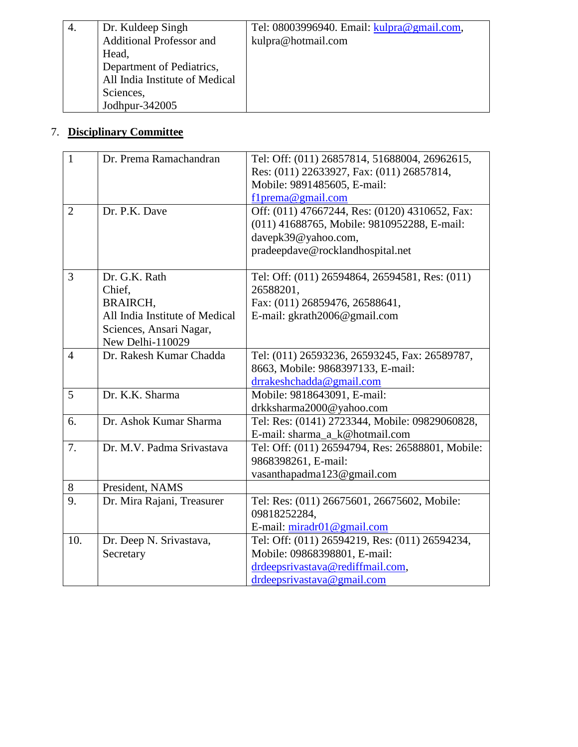| | | |
|---|---|---|
| 4. | Dr. Kuldeep Singh<br>Additional Professor and Head,<br>Department of Pediatrics,<br>All India Institute of Medical Sciences,<br>Jodhpur-342005 | Tel: 08003996940. Email: kulpra@gmail.com, kulpra@hotmail.com |

7. **Disciplinary Committee**

| | | |
|---|---|---|
| 1 | Dr. Prema Ramachandran | Tel: Off: (011) 26857814, 51688004, 26962615, Res: (011) 22633927, Fax: (011) 26857814, Mobile: 9891485605, E-mail: f1prema@gmail.com |
| 2 | Dr. P.K. Dave | Off: (011) 47667244, Res: (0120) 4310652, Fax: (011) 41688765, Mobile: 9810952288, E-mail: davepk39@yahoo.com, pradeepdave@rocklandhospital.net |
| 3 | Dr. G.K. Rath<br>Chief,<br>BRAIRCH,<br>All India Institute of Medical Sciences, Ansari Nagar,<br>New Delhi-110029 | Tel: Off: (011) 26594864, 26594581, Res: (011) 26588201,<br>Fax: (011) 26859476, 26588641,<br>E-mail: gkrath2006@gmail.com |
| 4 | Dr. Rakesh Kumar Chadda | Tel: (011) 26593236, 26593245, Fax: 26589787, 8663, Mobile: 9868397133, E-mail: drrakeshchadda@gmail.com |
| 5 | Dr. K.K. Sharma | Mobile: 9818643091, E-mail: drkksharma2000@yahoo.com |
| 6. | Dr. Ashok Kumar Sharma | Tel: Res: (0141) 2723344, Mobile: 09829060828, E-mail: sharma_a_k@hotmail.com |
| 7. | Dr. M.V. Padma Srivastava | Tel: Off: (011) 26594794, Res: 26588801, Mobile: 9868398261, E-mail: vasanthapadma123@gmail.com |
| 8 | President, NAMS | |
| 9. | Dr. Mira Rajani, Treasurer | Tel: Res: (011) 26675601, 26675602, Mobile: 09818252284,<br>E-mail: miradr01@gmail.com |
| 10. | Dr. Deep N. Srivastava, Secretary | Tel: Off: (011) 26594219, Res: (011) 26594234, Mobile: 09868398801, E-mail: drdeepsrivastava@rediffmail.com, drdeepsrivastava@gmail.com |